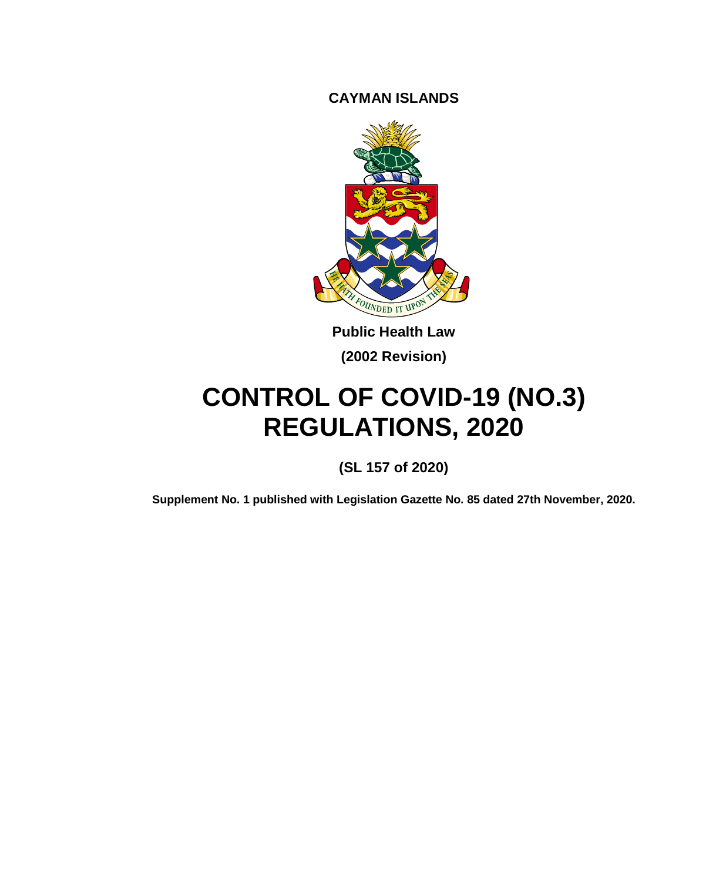**CAYMAN ISLANDS**

**Public Health Law**

**(2002 Revision)**

# CONTROL OF COVID-19 (NO.3) REGULATIONS, 2020

**(SL 157 of 2020)**

**Supplement No. 1 published with Legislation Gazette No. 85 dated 27th November, 2020.**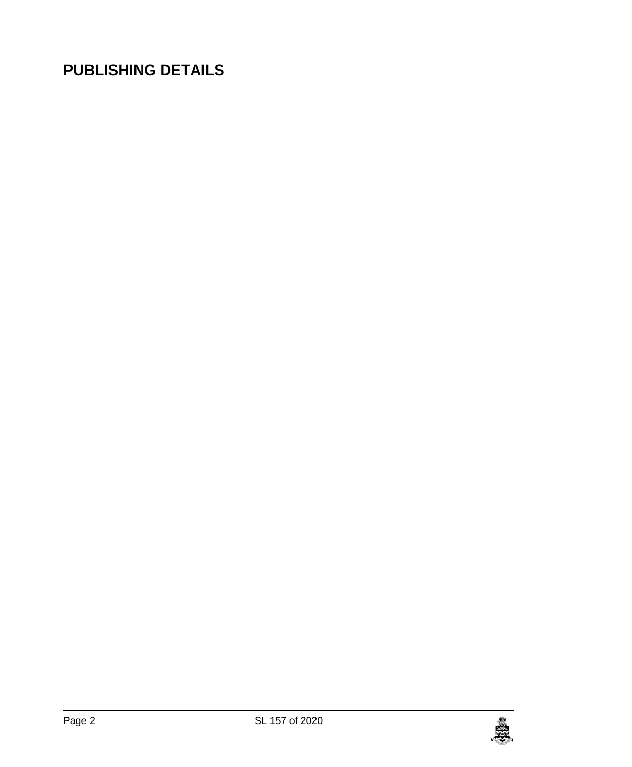# PUBLISHING DETAILS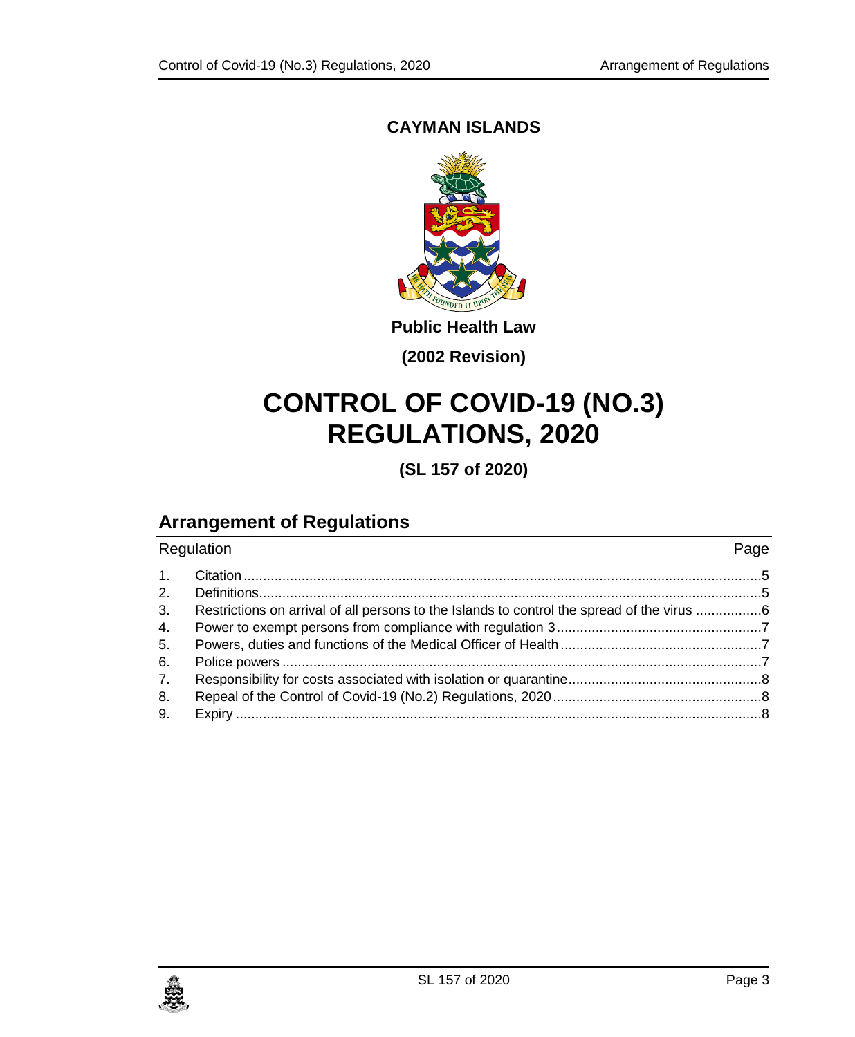**CAYMAN ISLANDS**

**Public Health Law**

**(2002 Revision)**

# CONTROL OF COVID-19 (NO.3) REGULATIONS, 2020

**(SL 157 of 2020)**

## Arrangement of Regulations

| Regulation | | Page |
|---|---|---|
| 1. | Citation | 5 |
| 2. | Definitions | 5 |
| 3. | Restrictions on arrival of all persons to the Islands to control the spread of the virus | 6 |
| 4. | Power to exempt persons from compliance with regulation 3 | 7 |
| 5. | Powers, duties and functions of the Medical Officer of Health | 7 |
| 6. | Police powers | 7 |
| 7. | Responsibility for costs associated with isolation or quarantine | 8 |
| 8. | Repeal of the Control of Covid-19 (No.2) Regulations, 2020 | 8 |
| 9. | Expiry | 8 |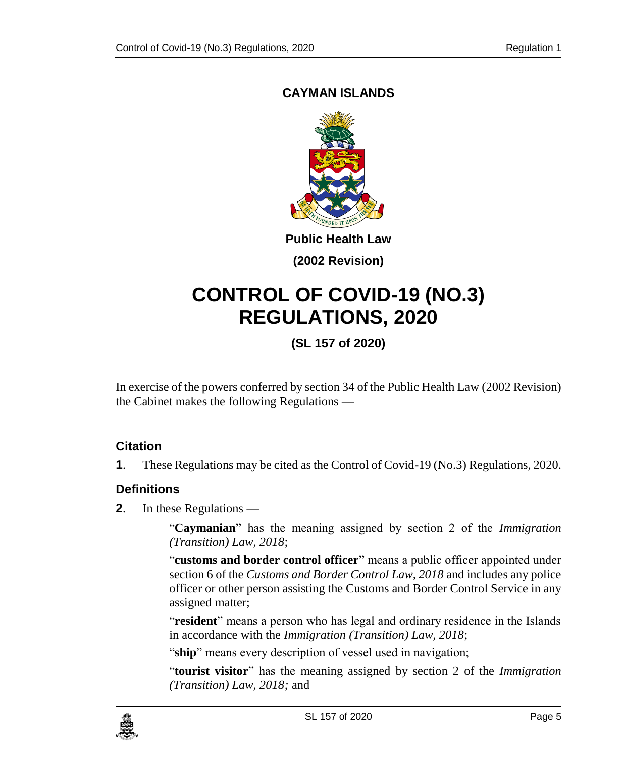**CAYMAN ISLANDS**

**Public Health Law**

**(2002 Revision)**

# CONTROL OF COVID-19 (NO.3) REGULATIONS, 2020

**(SL 157 of 2020)**

In exercise of the powers conferred by section 34 of the Public Health Law (2002 Revision) the Cabinet makes the following Regulations —

### Citation

**1**. These Regulations may be cited as the Control of Covid-19 (No.3) Regulations, 2020.

### Definitions

**2**. In these Regulations —

"**Caymanian**" has the meaning assigned by section 2 of the *Immigration (Transition) Law, 2018*;

"**customs and border control officer**" means a public officer appointed under section 6 of the *Customs and Border Control Law, 2018* and includes any police officer or other person assisting the Customs and Border Control Service in any assigned matter;

"**resident**" means a person who has legal and ordinary residence in the Islands in accordance with the *Immigration (Transition) Law, 2018*;

"**ship**" means every description of vessel used in navigation;

"**tourist visitor**" has the meaning assigned by section 2 of the *Immigration (Transition) Law, 2018;* and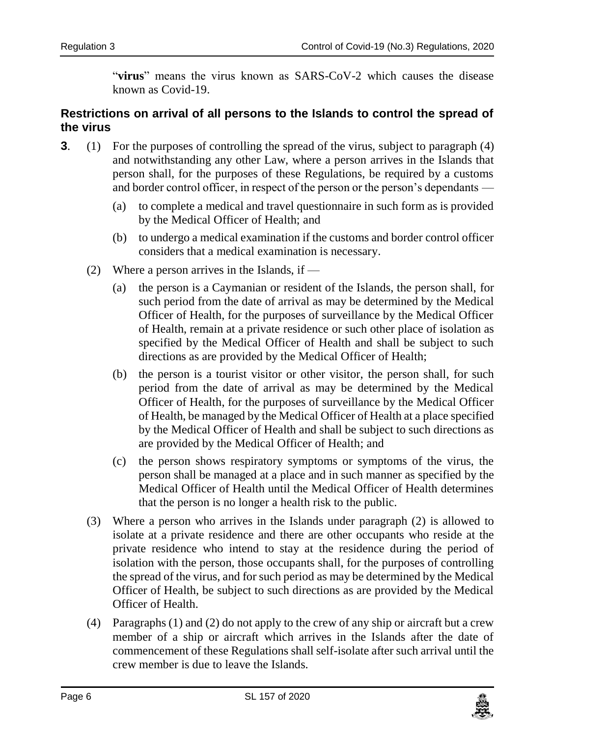"**virus**" means the virus known as SARS-CoV-2 which causes the disease known as Covid-19.

### Restrictions on arrival of all persons to the Islands to control the spread of the virus

**3**. (1) For the purposes of controlling the spread of the virus, subject to paragraph (4) and notwithstanding any other Law, where a person arrives in the Islands that person shall, for the purposes of these Regulations, be required by a customs and border control officer, in respect of the person or the person's dependants —

(a) to complete a medical and travel questionnaire in such form as is provided by the Medical Officer of Health; and

(b) to undergo a medical examination if the customs and border control officer considers that a medical examination is necessary.

(2) Where a person arrives in the Islands, if —

(a) the person is a Caymanian or resident of the Islands, the person shall, for such period from the date of arrival as may be determined by the Medical Officer of Health, for the purposes of surveillance by the Medical Officer of Health, remain at a private residence or such other place of isolation as specified by the Medical Officer of Health and shall be subject to such directions as are provided by the Medical Officer of Health;

(b) the person is a tourist visitor or other visitor, the person shall, for such period from the date of arrival as may be determined by the Medical Officer of Health, for the purposes of surveillance by the Medical Officer of Health, be managed by the Medical Officer of Health at a place specified by the Medical Officer of Health and shall be subject to such directions as are provided by the Medical Officer of Health; and

(c) the person shows respiratory symptoms or symptoms of the virus, the person shall be managed at a place and in such manner as specified by the Medical Officer of Health until the Medical Officer of Health determines that the person is no longer a health risk to the public.

(3) Where a person who arrives in the Islands under paragraph (2) is allowed to isolate at a private residence and there are other occupants who reside at the private residence who intend to stay at the residence during the period of isolation with the person, those occupants shall, for the purposes of controlling the spread of the virus, and for such period as may be determined by the Medical Officer of Health, be subject to such directions as are provided by the Medical Officer of Health.

(4) Paragraphs (1) and (2) do not apply to the crew of any ship or aircraft but a crew member of a ship or aircraft which arrives in the Islands after the date of commencement of these Regulations shall self-isolate after such arrival until the crew member is due to leave the Islands.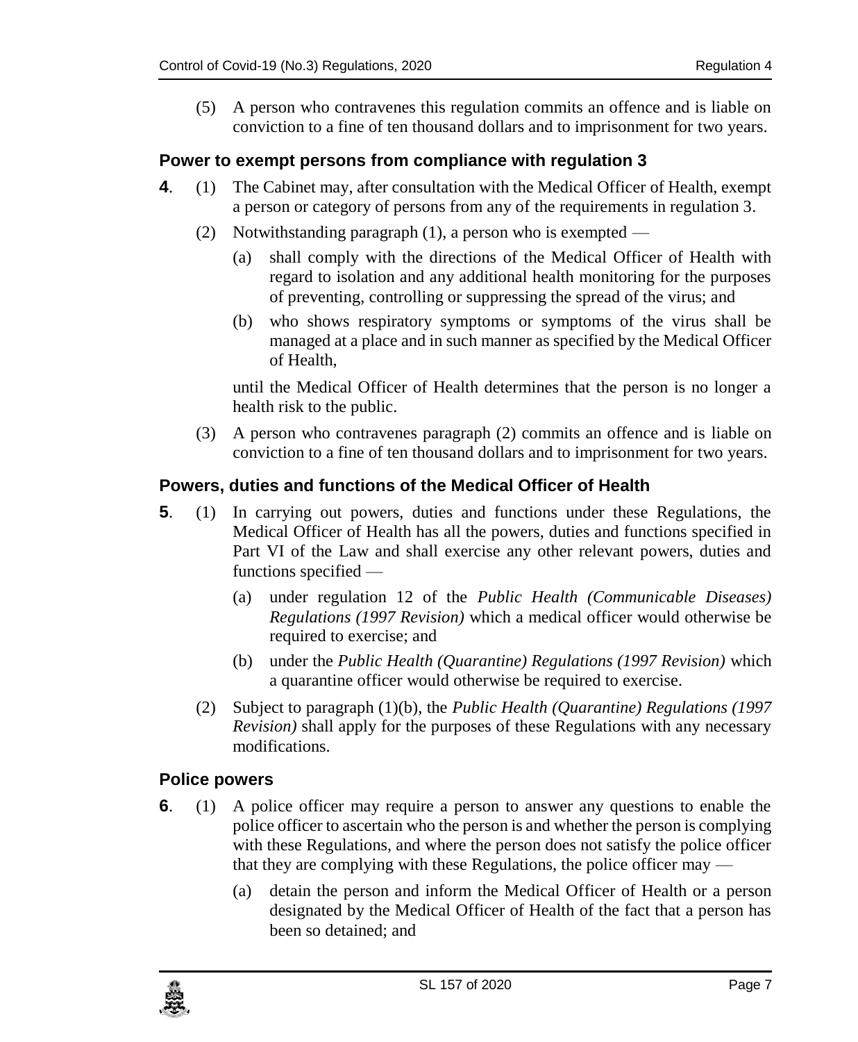(5) A person who contravenes this regulation commits an offence and is liable on conviction to a fine of ten thousand dollars and to imprisonment for two years.

### Power to exempt persons from compliance with regulation 3

**4**. (1) The Cabinet may, after consultation with the Medical Officer of Health, exempt a person or category of persons from any of the requirements in regulation 3.

(2) Notwithstanding paragraph (1), a person who is exempted —

(a) shall comply with the directions of the Medical Officer of Health with regard to isolation and any additional health monitoring for the purposes of preventing, controlling or suppressing the spread of the virus; and

(b) who shows respiratory symptoms or symptoms of the virus shall be managed at a place and in such manner as specified by the Medical Officer of Health,

until the Medical Officer of Health determines that the person is no longer a health risk to the public.

(3) A person who contravenes paragraph (2) commits an offence and is liable on conviction to a fine of ten thousand dollars and to imprisonment for two years.

### Powers, duties and functions of the Medical Officer of Health

**5**. (1) In carrying out powers, duties and functions under these Regulations, the Medical Officer of Health has all the powers, duties and functions specified in Part VI of the Law and shall exercise any other relevant powers, duties and functions specified —

(a) under regulation 12 of the *Public Health (Communicable Diseases) Regulations (1997 Revision)* which a medical officer would otherwise be required to exercise; and

(b) under the *Public Health (Quarantine) Regulations (1997 Revision)* which a quarantine officer would otherwise be required to exercise.

(2) Subject to paragraph (1)(b), the *Public Health (Quarantine) Regulations (1997 Revision)* shall apply for the purposes of these Regulations with any necessary modifications.

### Police powers

**6**. (1) A police officer may require a person to answer any questions to enable the police officer to ascertain who the person is and whether the person is complying with these Regulations, and where the person does not satisfy the police officer that they are complying with these Regulations, the police officer may —

(a) detain the person and inform the Medical Officer of Health or a person designated by the Medical Officer of Health of the fact that a person has been so detained; and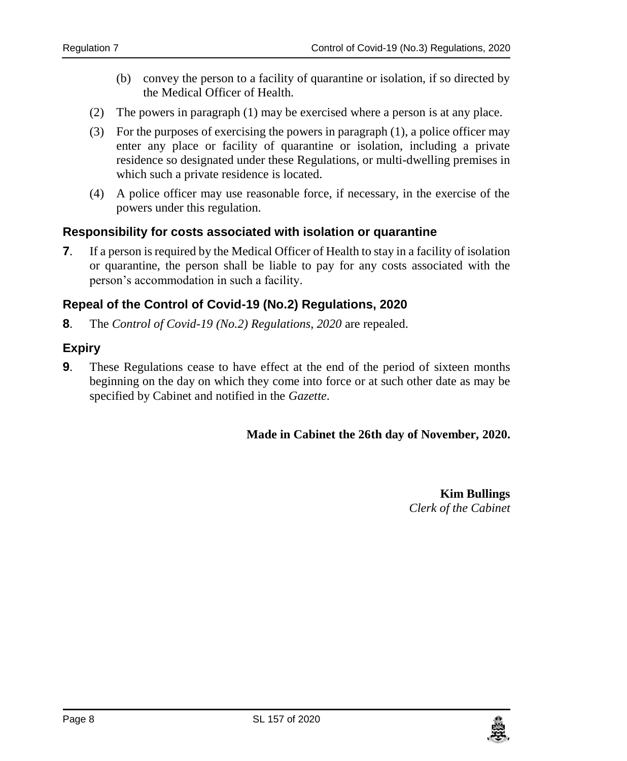(b) convey the person to a facility of quarantine or isolation, if so directed by the Medical Officer of Health.

(2) The powers in paragraph (1) may be exercised where a person is at any place.

(3) For the purposes of exercising the powers in paragraph (1), a police officer may enter any place or facility of quarantine or isolation, including a private residence so designated under these Regulations, or multi-dwelling premises in which such a private residence is located.

(4) A police officer may use reasonable force, if necessary, in the exercise of the powers under this regulation.

### Responsibility for costs associated with isolation or quarantine

**7**. If a person is required by the Medical Officer of Health to stay in a facility of isolation or quarantine, the person shall be liable to pay for any costs associated with the person's accommodation in such a facility.

### Repeal of the Control of Covid-19 (No.2) Regulations, 2020

**8**. The *Control of Covid-19 (No.2) Regulations, 2020* are repealed.

### Expiry

**9**. These Regulations cease to have effect at the end of the period of sixteen months beginning on the day on which they come into force or at such other date as may be specified by Cabinet and notified in the *Gazette*.

**Made in Cabinet the 26th day of November, 2020.**

**Kim Bullings**
*Clerk of the Cabinet*